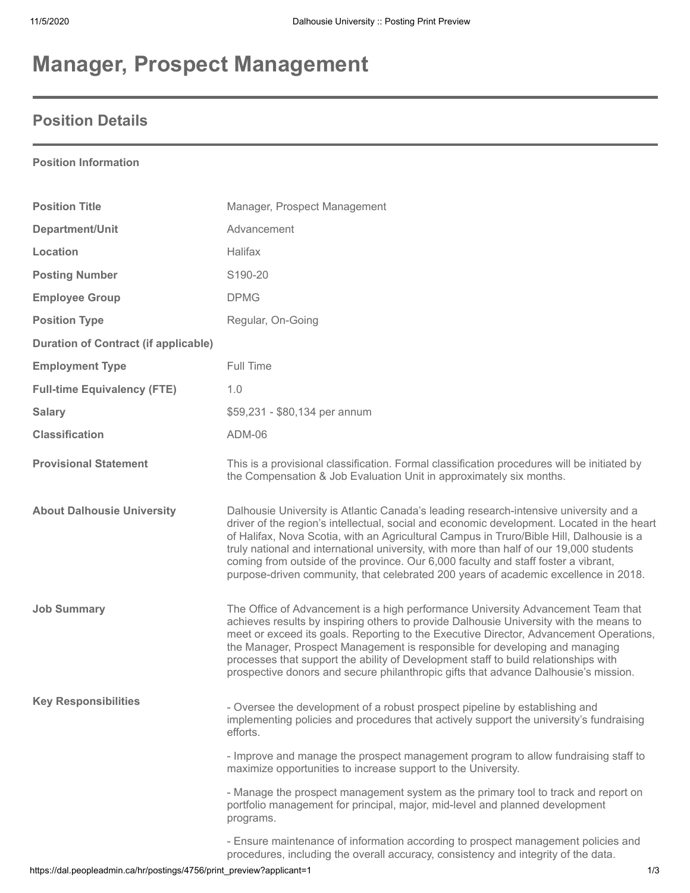# Manager, Prospect Management

## Position Details

**Position Information**

| | |
|---|---|
| **Position Title** | Manager, Prospect Management |
| **Department/Unit** | Advancement |
| **Location** | Halifax |
| **Posting Number** | S190-20 |
| **Employee Group** | DPMG |
| **Position Type** | Regular, On-Going |
| **Duration of Contract (if applicable)** | |
| **Employment Type** | Full Time |
| **Full-time Equivalency (FTE)** | 1.0 |
| **Salary** | $59,231 - $80,134 per annum |
| **Classification** | ADM-06 |
| **Provisional Statement** | This is a provisional classification. Formal classification procedures will be initiated by the Compensation & Job Evaluation Unit in approximately six months. |
| **About Dalhousie University** | Dalhousie University is Atlantic Canada's leading research-intensive university and a driver of the region's intellectual, social and economic development. Located in the heart of Halifax, Nova Scotia, with an Agricultural Campus in Truro/Bible Hill, Dalhousie is a truly national and international university, with more than half of our 19,000 students coming from outside of the province. Our 6,000 faculty and staff foster a vibrant, purpose-driven community, that celebrated 200 years of academic excellence in 2018. |
| **Job Summary** | The Office of Advancement is a high performance University Advancement Team that achieves results by inspiring others to provide Dalhousie University with the means to meet or exceed its goals. Reporting to the Executive Director, Advancement Operations, the Manager, Prospect Management is responsible for developing and managing processes that support the ability of Development staff to build relationships with prospective donors and secure philanthropic gifts that advance Dalhousie's mission. |

**Key Responsibilities**

- Oversee the development of a robust prospect pipeline by establishing and implementing policies and procedures that actively support the university's fundraising efforts.

- Improve and manage the prospect management program to allow fundraising staff to maximize opportunities to increase support to the University.

- Manage the prospect management system as the primary tool to track and report on portfolio management for principal, major, mid-level and planned development programs.

- Ensure maintenance of information according to prospect management policies and procedures, including the overall accuracy, consistency and integrity of the data.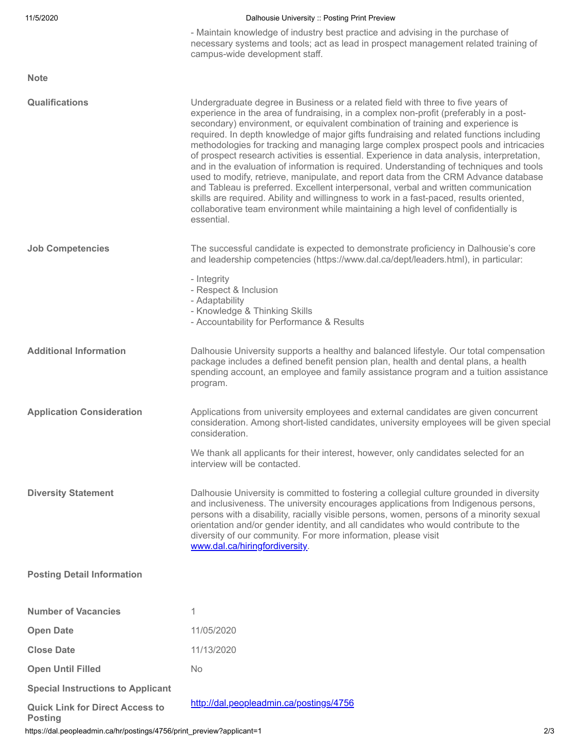- Maintain knowledge of industry best practice and advising in the purchase of necessary systems and tools; act as lead in prospect management related training of campus-wide development staff.

**Note**

**Qualifications**

Undergraduate degree in Business or a related field with three to five years of experience in the area of fundraising, in a complex non-profit (preferably in a post-secondary) environment, or equivalent combination of training and experience is required. In depth knowledge of major gifts fundraising and related functions including methodologies for tracking and managing large complex prospect pools and intricacies of prospect research activities is essential. Experience in data analysis, interpretation, and in the evaluation of information is required. Understanding of techniques and tools used to modify, retrieve, manipulate, and report data from the CRM Advance database and Tableau is preferred. Excellent interpersonal, verbal and written communication skills are required. Ability and willingness to work in a fast-paced, results oriented, collaborative team environment while maintaining a high level of confidentially is essential.

**Job Competencies**

The successful candidate is expected to demonstrate proficiency in Dalhousie's core and leadership competencies (https://www.dal.ca/dept/leaders.html), in particular:

- Integrity
- Respect & Inclusion
- Adaptability
- Knowledge & Thinking Skills
- Accountability for Performance & Results

**Additional Information**

Dalhousie University supports a healthy and balanced lifestyle. Our total compensation package includes a defined benefit pension plan, health and dental plans, a health spending account, an employee and family assistance program and a tuition assistance program.

**Application Consideration**

Applications from university employees and external candidates are given concurrent consideration. Among short-listed candidates, university employees will be given special consideration.

We thank all applicants for their interest, however, only candidates selected for an interview will be contacted.

**Diversity Statement**

Dalhousie University is committed to fostering a collegial culture grounded in diversity and inclusiveness. The university encourages applications from Indigenous persons, persons with a disability, racially visible persons, women, persons of a minority sexual orientation and/or gender identity, and all candidates who would contribute to the diversity of our community. For more information, please visit www.dal.ca/hiringfordiversity.

**Posting Detail Information**

| | |
|---|---|
| **Number of Vacancies** | 1 |
| **Open Date** | 11/05/2020 |
| **Close Date** | 11/13/2020 |
| **Open Until Filled** | No |
| **Special Instructions to Applicant** | |
| **Quick Link for Direct Access to Posting** | http://dal.peopleadmin.ca/postings/4756 |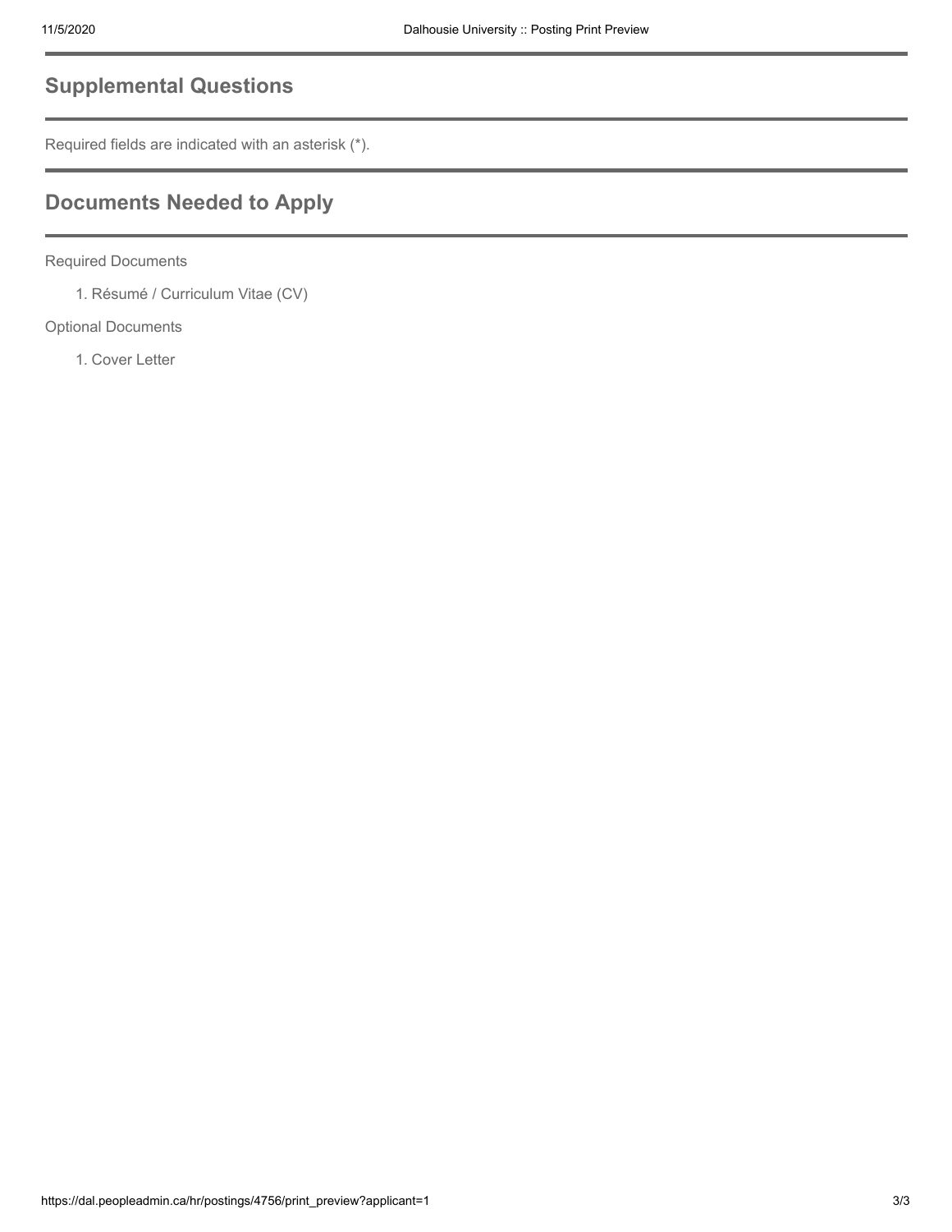## Supplemental Questions

Required fields are indicated with an asterisk (*).

## Documents Needed to Apply

Required Documents

1. Résumé / Curriculum Vitae (CV)

Optional Documents

1. Cover Letter